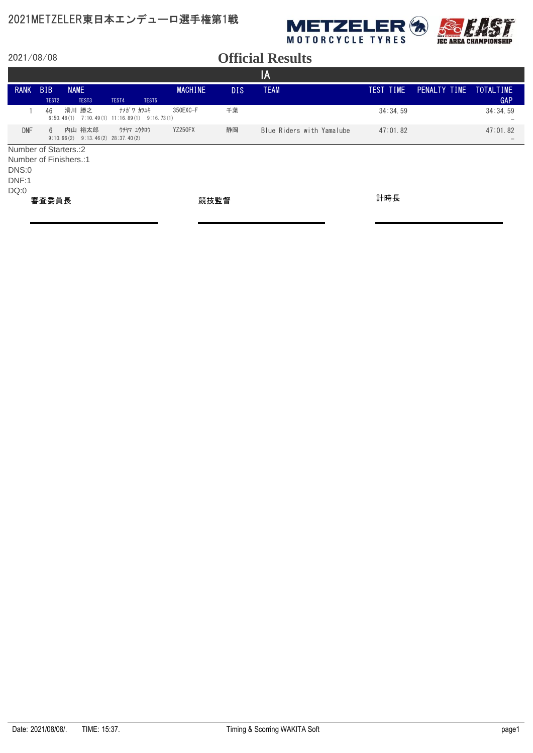# 2021METZELER東日本エンデューロ選手権第1戦

METZELER MOTORCYCLE TYRES — JEC AREA CHAMPIONSHIP EAST

2021/08/08

## Official Results

### IA

| RANK | BIB | NAME | | MACHINE | DIS | TEAM | TEST TIME | PENALTY TIME | TOTALTIME |
|---|---|---|---|---|---|---|---|---|---|
| | TEST2 | TEST3 | TEST4 | TEST5 | | | | | GAP |
| 1 | 46 | 滑川 勝之 | ﾅﾒｶﾞﾜ ｶﾂﾕｷ | 350EXC-F | 千葉 | | 34:34.59 | | 34:34.59 |
| | 6:50.48(1) | 7:10.49(1) | 11:16.89(1) | 9:16.73(1) | | | | | – |
| DNF | 6 | 内山 裕太郎 | ｳﾁﾔﾏ ﾕｳﾀﾛｳ | YZ250FX | 静岡 | Blue Riders with Yamalube | 47:01.82 | | 47:01.82 |
| | 9:10.96(2) | 9:13.46(2) | 28:37.40(2) | | | | | | – |

Number of Starters.:2
Number of Finishers.:1
DNS:0
DNF:1
DQ:0

審査委員長 ____________ 競技監督 ____________ 計時長 ____________

Date: 2021/08/08/. TIME: 15:37. Timing & Scorring WAKITA Soft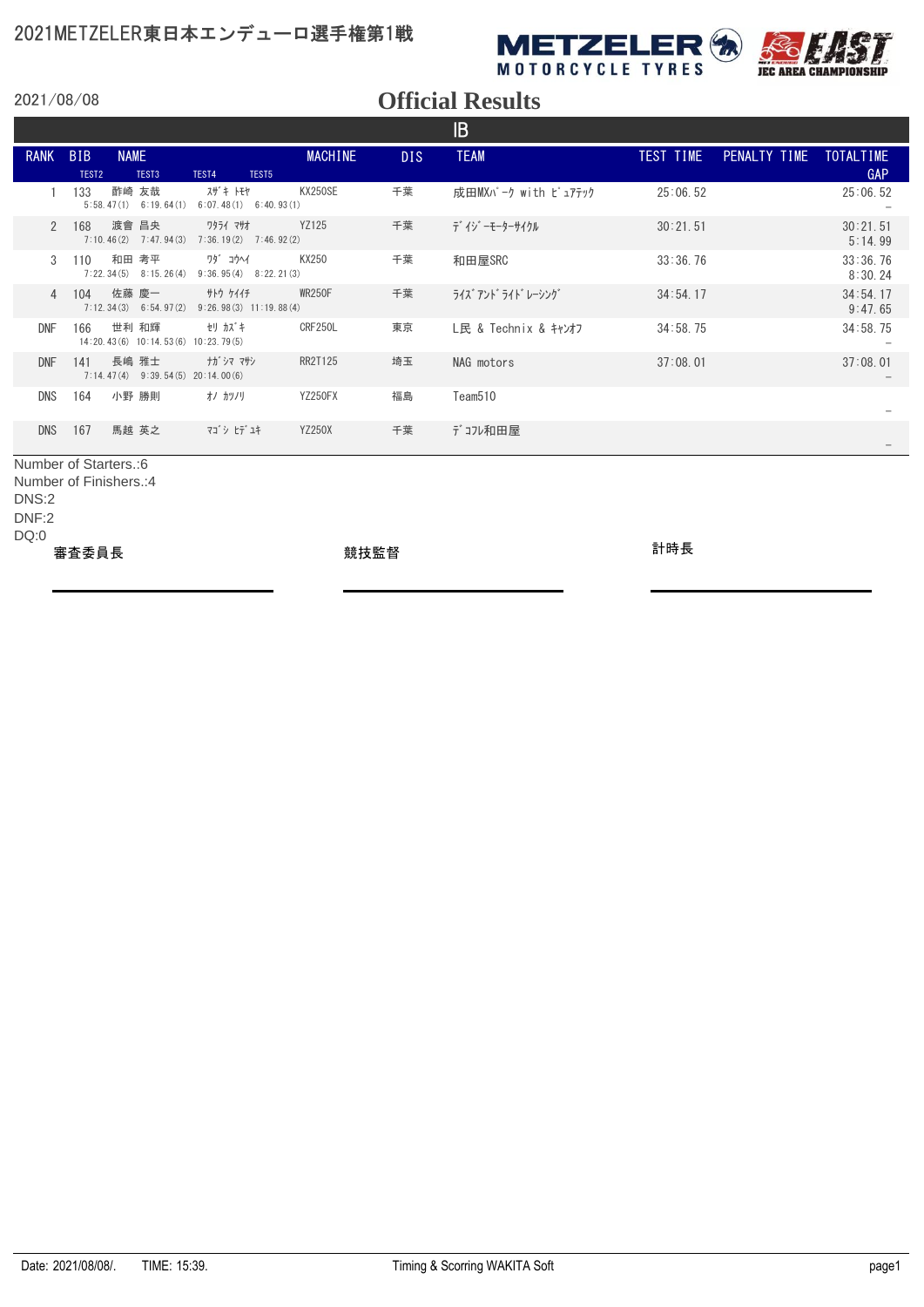2021METZELER東日本エンデューロ選手権第1戦

METZELER MOTORCYCLE TYRES

EAST JEC AREA CHAMPIONSHIP

2021/08/08

# Official Results

## IB

| RANK | BIB | NAME | | MACHINE | DIS | TEAM | TEST TIME | PENALTY TIME | TOTALTIME |
|---|---|---|---|---|---|---|---|---|---|
| | TEST2 | TEST3 | TEST4 | TEST5 | | | | | GAP |
| 1 | 133 | 酢崎 友哉 | ｽｻﾞｷ ﾄﾓﾔ | KX250SE | 千葉 | 成田MXﾊﾟｰｸ with ﾋﾟｭｱﾃｯｸ | 25:06.52 | | 25:06.52 |
| | 5:58.47(1) | 6:19.64(1) | 6:07.48(1) | 6:40.93(1) | | | | | – |
| 2 | 168 | 渡會 昌央 | ﾜﾀﾗｲ ﾏｻｵ | YZ125 | 千葉 | ﾃﾞｲｼﾞｰﾓｰﾀｰｻｲｸﾙ | 30:21.51 | | 30:21.51 |
| | 7:10.46(2) | 7:47.94(3) | 7:36.19(2) | 7:46.92(2) | | | | | 5:14.99 |
| 3 | 110 | 和田 孝平 | ﾜﾀﾞ ｺｳﾍｲ | KX250 | 千葉 | 和田屋SRC | 33:36.76 | | 33:36.76 |
| | 7:22.34(5) | 8:15.26(4) | 9:36.95(4) | 8:22.21(3) | | | | | 8:30.24 |
| 4 | 104 | 佐藤 慶一 | ｻﾄｳ ｹｲｲﾁ | WR250F | 千葉 | ﾗｲｽﾞｱﾝﾄﾞﾗｲﾄﾞﾚｰｼﾝｸﾞ | 34:54.17 | | 34:54.17 |
| | 7:12.34(3) | 6:54.97(2) | 9:26.98(3) | 11:19.88(4) | | | | | 9:47.65 |
| DNF | 166 | 世利 和輝 | ｾﾘ ｶｽﾞｷ | CRF250L | 東京 | L民 & Technix & ｷｬﾝｵﾌ | 34:58.75 | | 34:58.75 |
| | 14:20.43(6) | 10:14.53(6) | 10:23.79(5) | | | | | | – |
| DNF | 141 | 長嶋 雅士 | ﾅｶﾞｼﾏ ﾏｻｼ | RR2T125 | 埼玉 | NAG motors | 37:08.01 | | 37:08.01 |
| | 7:14.47(4) | 9:39.54(5) | 20:14.00(6) | | | | | | – |
| DNS | 164 | 小野 勝則 | ｵﾉ ｶﾂﾉﾘ | YZ250FX | 福島 | Team510 | | | |
| | | | | | | | | | – |
| DNS | 167 | 馬越 英之 | ﾏｺﾞｼ ﾋﾃﾞﾕｷ | YZ250X | 千葉 | ﾃﾞｺﾌﾙ和田屋 | | | |
| | | | | | | | | | – |

Number of Starters.:6
Number of Finishers.:4
DNS:2
DNF:2
DQ:0

審査委員長　　　競技監督　　　計時長

Date: 2021/08/08/.　TIME: 15:39.　Timing & Scoring WAKITA Soft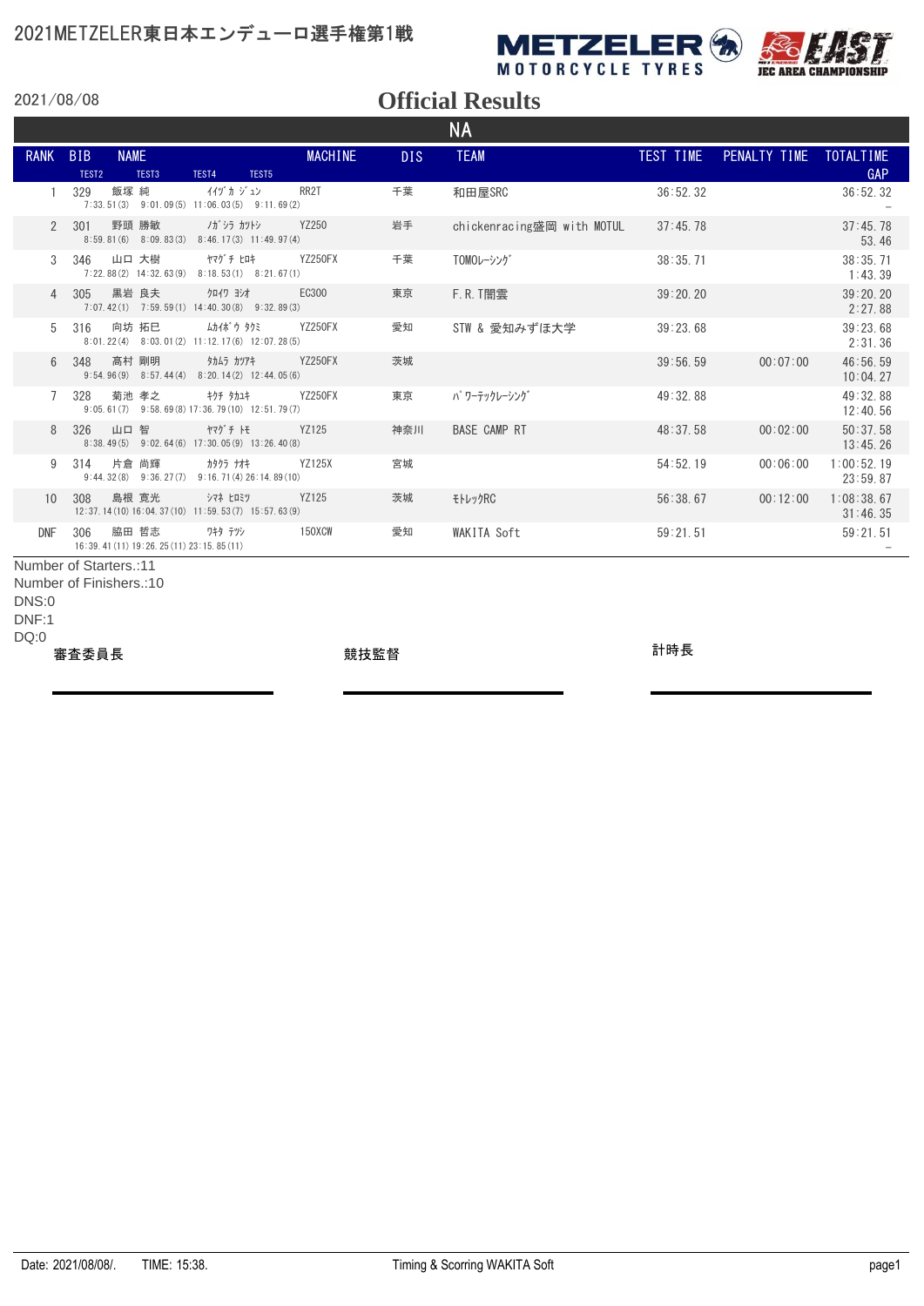# 2021METZELER東日本エンデューロ選手権第1戦

2021/08/08

## Official Results

### NA

| RANK | BIB | NAME | | MACHINE | DIS | TEAM | TEST TIME | PENALTY TIME | TOTALTIME / GAP |
|---|---|---|---|---|---|---|---|---|---|
| | | TEST2 / TEST3 / TEST4 / TEST5 | | | | | | | |
| 1 | 329 | 飯塚 純 | ｲｲｽﾞｶ ｼﾞｭﾝ | RR2T | 千葉 | 和田屋SRC | 36:52.32 | | 36:52.32 / – |
| | | 7:33.51(3) 9:01.09(5) 11:06.03(5) 9:11.69(2) | | | | | | | |
| 2 | 301 | 野頭 勝敏 | ﾉｶﾞｼﾗ ｶﾂﾄｼ | YZ250 | 岩手 | chickenracing盛岡 with MOTUL | 37:45.78 | | 37:45.78 / 53.46 |
| | | 8:59.81(6) 8:09.83(3) 8:46.17(3) 11:49.97(4) | | | | | | | |
| 3 | 346 | 山口 大樹 | ﾔﾏｸﾞﾁ ﾋﾛｷ | YZ250FX | 千葉 | TOMOﾚｰｼﾝｸﾞ | 38:35.71 | | 38:35.71 / 1:43.39 |
| | | 7:22.88(2) 14:32.63(9) 8:18.53(1) 8:21.67(1) | | | | | | | |
| 4 | 305 | 黒岩 良夫 | ｸﾛｲﾜ ﾖｼｵ | EC300 | 東京 | F.R.T闇雲 | 39:20.20 | | 39:20.20 / 2:27.88 |
| | | 7:07.42(1) 7:59.59(1) 14:40.30(8) 9:32.89(3) | | | | | | | |
| 5 | 316 | 向坊 拓巳 | ﾑｶｲﾎﾞｳ ﾀｸﾐ | YZ250FX | 愛知 | STW & 愛知みずほ大学 | 39:23.68 | | 39:23.68 / 2:31.36 |
| | | 8:01.22(4) 8:03.01(2) 11:12.17(6) 12:07.28(5) | | | | | | | |
| 6 | 348 | 高村 剛明 | ﾀｶﾑﾗ ｶﾂｱｷ | YZ250FX | 茨城 | | 39:56.59 | 00:07:00 | 46:56.59 / 10:04.27 |
| | | 9:54.96(9) 8:57.44(4) 8:20.14(2) 12:44.05(6) | | | | | | | |
| 7 | 328 | 菊池 孝之 | ｷｸﾁ ﾀｶﾕｷ | YZ250FX | 東京 | ﾊﾟﾜｰﾃｯｸﾚｰｼﾝｸﾞ | 49:32.88 | | 49:32.88 / 12:40.56 |
| | | 9:05.61(7) 9:58.69(8) 17:36.79(10) 12:51.79(7) | | | | | | | |
| 8 | 326 | 山口 智 | ﾔﾏｸﾞﾁ ﾄﾓ | YZ125 | 神奈川 | BASE CAMP RT | 48:37.58 | 00:02:00 | 50:37.58 / 13:45.26 |
| | | 8:38.49(5) 9:02.64(6) 17:30.05(9) 13:26.40(8) | | | | | | | |
| 9 | 314 | 片倉 尚輝 | ｶﾀｸﾗ ﾅｵｷ | YZ125X | 宮城 | | 54:52.19 | 00:06:00 | 1:00:52.19 / 23:59.87 |
| | | 9:44.32(8) 9:36.27(7) 9:16.71(4) 26:14.89(10) | | | | | | | |
| 10 | 308 | 島根 寛光 | ｼﾏﾈ ﾋﾛﾐﾂ | YZ125 | 茨城 | ﾓﾄﾚｯｸRC | 56:38.67 | 00:12:00 | 1:08:38.67 / 31:46.35 |
| | | 12:37.14(10) 16:04.37(10) 11:59.53(7) 15:57.63(9) | | | | | | | |
| DNF | 306 | 脇田 哲志 | ﾜｷﾀ ﾃﾂｼ | 150XCW | 愛知 | WAKITA Soft | 59:21.51 | | 59:21.51 / – |
| | | 16:39.41(11) 19:26.25(11) 23:15.85(11) | | | | | | | |

Number of Starters.:11
Number of Finishers.:10
DNS:0
DNF:1
DQ:0

審査委員長　　　　競技監督　　　　計時長

Date: 2021/08/08/. TIME: 15:38.　　Timing & Scoring WAKITA Soft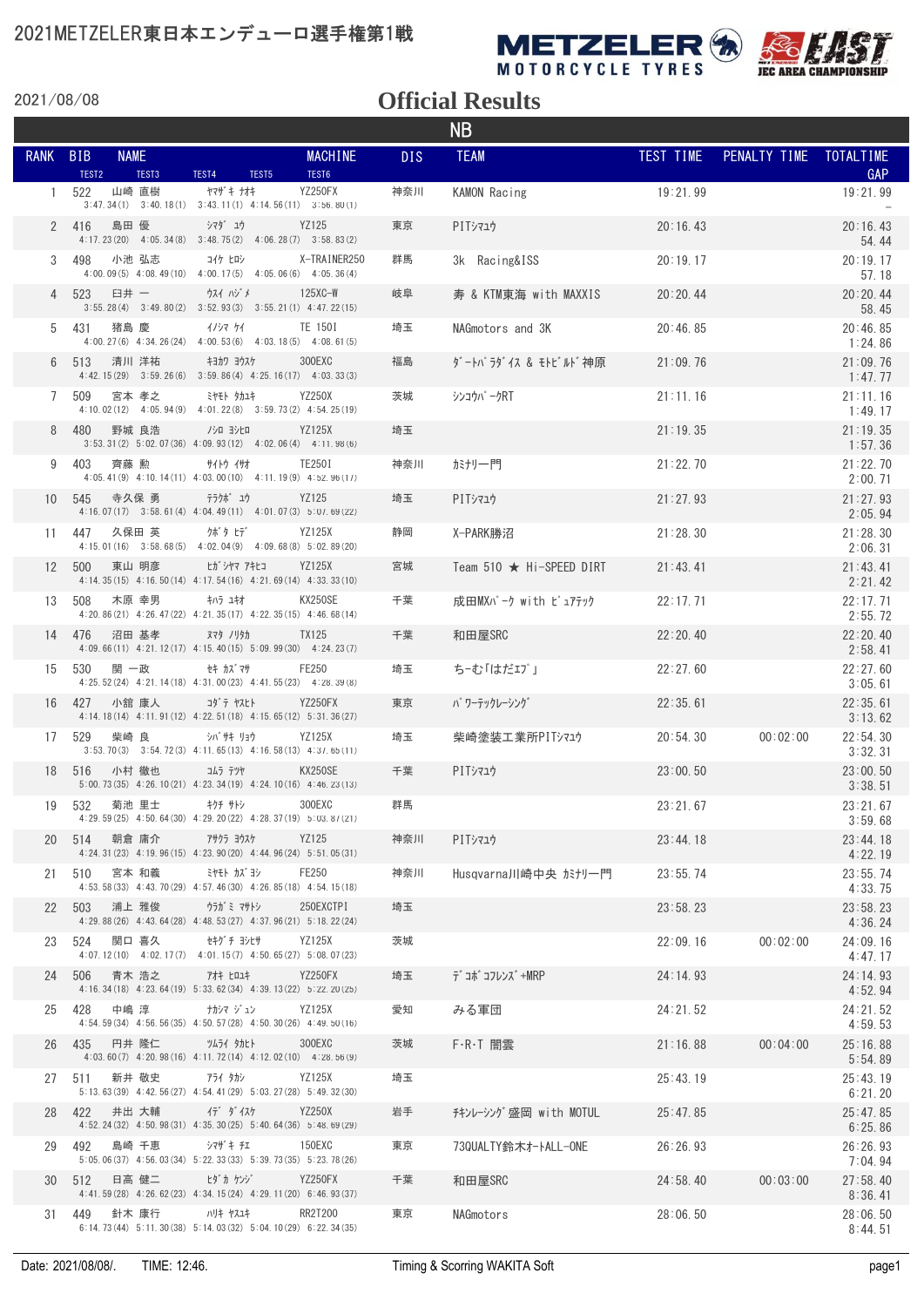# 2021METZELER東日本エンデューロ選手権第1戦

2021/08/08

## Official Results

### NB

| RANK | BIB | NAME | | MACHINE | DIS | TEAM | TEST TIME | PENALTY TIME | TOTALTIME |
|---|---|---|---|---|---|---|---|---|---|
| | | TEST2 / TEST3 / TEST4 / TEST5 / TEST6 | | | | | | | GAP |
| 1 | 522 | 山崎 直樹 | ﾔﾏｻﾞｷ ﾅｵｷ | YZ250FX | 神奈川 | KAMON Racing | 19:21.99 | | 19:21.99 |
| | | 3:47.34(1) 3:40.18(1) 3:43.11(1) 4:14.56(11) 3:56.80(1) | | | | | | | – |
| 2 | 416 | 島田 優 | ｼﾏﾀﾞ ﾕｳ | YZ125 | 東京 | PITｼﾏﾕｳ | 20:16.43 | | 20:16.43 |
| | | 4:17.23(20) 4:05.34(8) 3:48.75(2) 4:06.28(7) 3:58.83(2) | | | | | | | 54.44 |
| 3 | 498 | 小池 弘志 | ｺｲｹ ﾋﾛｼ | X-TRAINER250 | 群馬 | 3k Racing&ISS | 20:19.17 | | 20:19.17 |
| | | 4:00.09(5) 4:08.49(10) 4:00.17(5) 4:05.06(6) 4:05.36(4) | | | | | | | 57.18 |
| 4 | 523 | 臼井 一 | ｳｽｲ ﾊｼﾞﾒ | 125XC-W | 岐阜 | 寿 & KTM東海 with MAXXIS | 20:20.44 | | 20:20.44 |
| | | 3:55.28(4) 3:49.80(2) 3:52.93(3) 3:55.21(1) 4:47.22(15) | | | | | | | 58.45 |
| 5 | 431 | 猪島 慶 | ｲﾉｼﾏ ｹｲ | TE 150I | 埼玉 | NAGmotors and 3K | 20:46.85 | | 20:46.85 |
| | | 4:00.27(6) 4:34.26(24) 4:00.53(6) 4:03.18(5) 4:08.61(5) | | | | | | | 1:24.86 |
| 6 | 513 | 清川 洋祐 | ｷﾖｶﾜ ﾖｳｽｹ | 300EXC | 福島 | ﾀﾞｰﾄﾊﾞﾗﾀﾞｲｽ & ﾓﾄﾋﾞﾙﾄﾞ神原 | 21:09.76 | | 21:09.76 |
| | | 4:42.15(29) 3:59.26(6) 3:59.86(4) 4:25.16(17) 4:03.33(3) | | | | | | | 1:47.77 |
| 7 | 509 | 宮本 孝之 | ﾐﾔﾓﾄ ﾀｶﾕｷ | YZ250X | 茨城 | ｼﾝｺｳﾊﾞｰｸRT | 21:11.16 | | 21:11.16 |
| | | 4:10.02(12) 4:05.94(9) 4:01.22(8) 3:59.73(2) 4:54.25(19) | | | | | | | 1:49.17 |
| 8 | 480 | 野城 良浩 | ﾉｼﾛ ﾖｼﾋﾛ | YZ125X | 埼玉 | | 21:19.35 | | 21:19.35 |
| | | 3:53.31(2) 5:02.07(36) 4:09.93(12) 4:02.06(4) 4:11.98(6) | | | | | | | 1:57.36 |
| 9 | 403 | 齊藤 勲 | ｻｲﾄｳ ｲｻｵ | TE250I | 神奈川 | カミナリ一門 | 21:22.70 | | 21:22.70 |
| | | 4:05.41(9) 4:10.14(11) 4:03.00(10) 4:11.19(9) 4:52.96(17) | | | | | | | 2:00.71 |
| 10 | 545 | 寺久保 勇 | ﾃﾗｸﾎﾞ ﾕｳ | YZ125 | 埼玉 | PITｼﾏﾕｳ | 21:27.93 | | 21:27.93 |
| | | 4:16.07(17) 3:58.61(4) 4:04.49(11) 4:01.07(3) 5:07.69(22) | | | | | | | 2:05.94 |
| 11 | 447 | 久保田 英 | ｸﾎﾞﾀ ﾋﾃﾞ | YZ125X | 静岡 | X-PARK勝沼 | 21:28.30 | | 21:28.30 |
| | | 4:15.01(16) 3:58.68(5) 4:02.04(9) 4:09.68(8) 5:02.89(20) | | | | | | | 2:06.31 |
| 12 | 500 | 東山 明彦 | ﾋｶﾞｼﾔﾏ ｱｷﾋｺ | YZ125X | 宮城 | Team 510 ★ Hi-SPEED DIRT | 21:43.41 | | 21:43.41 |
| | | 4:14.35(15) 4:16.50(14) 4:17.54(16) 4:21.69(14) 4:33.33(10) | | | | | | | 2:21.42 |
| 13 | 508 | 木原 幸男 | ｷﾊﾗ ﾕｷｵ | KX250SE | 千葉 | 成田MXﾊﾟｰｸ with ﾋﾞｭｱテック | 22:17.71 | | 22:17.71 |
| | | 4:20.86(21) 4:26.47(22) 4:21.35(17) 4:22.35(15) 4:46.68(14) | | | | | | | 2:55.72 |
| 14 | 476 | 沼田 基孝 | ﾇﾏﾀ ﾉﾘﾀｶ | TX125 | 千葉 | 和田屋SRC | 22:20.40 | | 22:20.40 |
| | | 4:09.66(11) 4:21.12(17) 4:15.40(15) 5:09.99(30) 4:24.23(7) | | | | | | | 2:58.41 |
| 15 | 530 | 関 一政 | ｾｷ ｶｽﾞﾏｻ | FE250 | 埼玉 | ちーむ「はだエア」 | 22:27.60 | | 22:27.60 |
| | | 4:25.52(24) 4:21.14(18) 4:31.00(23) 4:41.55(23) 4:28.39(8) | | | | | | | 3:05.61 |
| 16 | 427 | 小舘 康人 | ｺﾀﾞﾃ ﾔｽﾋﾄ | YZ250FX | 東京 | ﾊﾟﾜｰﾃｯｸﾚｰｼﾝｸﾞ | 22:35.61 | | 22:35.61 |
| | | 4:14.18(14) 4:11.91(12) 4:22.51(18) 4:15.65(12) 5:31.36(27) | | | | | | | 3:13.62 |
| 17 | 529 | 柴崎 良 | ｼﾊﾞｻｷ ﾘｮｳ | YZ125X | 埼玉 | 柴崎塗装工業所PITｼﾏﾕｳ | 20:54.30 | 00:02:00 | 22:54.30 |
| | | 3:53.70(3) 3:54.72(3) 4:11.65(13) 4:16.58(13) 4:37.65(11) | | | | | | | 3:32.31 |
| 18 | 516 | 小村 徹也 | ｺﾑﾗ ﾃﾂﾔ | KX250SE | 千葉 | PITｼﾏﾕｳ | 23:00.50 | | 23:00.50 |
| | | 5:00.73(35) 4:26.10(21) 4:23.34(19) 4:24.10(16) 4:46.23(13) | | | | | | | 3:38.51 |
| 19 | 532 | 菊池 里士 | ｷｸﾁ ｻﾄｼ | 300EXC | 群馬 | | 23:21.67 | | 23:21.67 |
| | | 4:29.59(25) 4:50.64(30) 4:29.20(22) 4:28.37(19) 5:03.87(21) | | | | | | | 3:59.68 |
| 20 | 514 | 朝倉 庸介 | ｱｻｸﾗ ﾖｳｽｹ | YZ125 | 神奈川 | PITｼﾏﾕｳ | 23:44.18 | | 23:44.18 |
| | | 4:24.31(23) 4:19.96(15) 4:23.90(20) 4:44.96(24) 5:51.05(31) | | | | | | | 4:22.19 |
| 21 | 510 | 宮本 和義 | ﾐﾔﾓﾄ ｶｽﾞﾖｼ | FE250 | 神奈川 | Husqvarna川崎中央 カミナリ一門 | 23:55.74 | | 23:55.74 |
| | | 4:53.58(33) 4:43.70(29) 4:57.46(30) 4:26.85(18) 4:54.15(18) | | | | | | | 4:33.75 |
| 22 | 503 | 浦上 雅俊 | ｳﾗｶﾞﾐ ﾏｻﾄｼ | 250EXCTPI | 埼玉 | | 23:58.23 | | 23:58.23 |
| | | 4:29.88(26) 4:43.64(28) 4:48.53(27) 4:37.96(21) 5:18.22(24) | | | | | | | 4:36.24 |
| 23 | 524 | 関口 喜久 | ｾｷｸﾞﾁ ﾖｼﾋｻ | YZ125X | 茨城 | | 22:09.16 | 00:02:00 | 24:09.16 |
| | | 4:07.12(10) 4:02.17(7) 4:01.15(7) 4:50.65(27) 5:08.07(23) | | | | | | | 4:47.17 |
| 24 | 506 | 青木 浩之 | ｱｵｷ ﾋﾛﾕｷ | YZ250FX | 埼玉 | ﾃﾞｺﾎﾞｺﾌﾚﾝｽﾞ+MRP | 24:14.93 | | 24:14.93 |
| | | 4:16.34(18) 4:23.64(19) 5:33.62(34) 4:39.13(22) 5:22.20(25) | | | | | | | 4:52.94 |
| 25 | 428 | 中嶋 淳 | ﾅｶｼﾏ ｼﾞｭﾝ | YZ125X | 愛知 | みる軍団 | 24:21.52 | | 24:21.52 |
| | | 4:54.59(34) 4:56.56(35) 4:50.57(28) 4:50.30(26) 4:49.50(16) | | | | | | | 4:59.53 |
| 26 | 435 | 円井 隆仁 | ﾂﾑﾗｲ ﾀｶﾋﾄ | 300EXC | 茨城 | F・R・T 闇雲 | 21:16.88 | 00:04:00 | 25:16.88 |
| | | 4:03.60(7) 4:20.98(16) 4:11.72(14) 4:12.02(10) 4:28.56(9) | | | | | | | 5:54.89 |
| 27 | 511 | 新井 敬史 | ｱﾗｲ ﾀｶｼ | YZ125X | 埼玉 | | 25:43.19 | | 25:43.19 |
| | | 5:13.63(39) 4:42.56(27) 4:54.41(29) 5:03.27(28) 5:49.32(30) | | | | | | | 6:21.20 |
| 28 | 422 | 井出 大輔 | ｲﾃﾞ ﾀﾞｲｽｹ | YZ250X | 岩手 | ﾁｷﾝﾚｰｼﾝｸﾞ盛岡 with MOTUL | 25:47.85 | | 25:47.85 |
| | | 4:52.24(32) 4:50.98(31) 4:35.30(25) 5:40.64(36) 5:48.69(29) | | | | | | | 6:25.86 |
| 29 | 492 | 島崎 千恵 | ｼﾏｻﾞｷ ﾁｴ | 150EXC | 東京 | 73QUALTY鈴木ｵｰﾄALL-ONE | 26:26.93 | | 26:26.93 |
| | | 5:05.06(37) 4:56.03(34) 5:22.33(33) 5:39.73(35) 5:23.78(26) | | | | | | | 7:04.94 |
| 30 | 512 | 日高 健二 | ﾋﾀﾞｶ ｹﾝｼﾞ | YZ250FX | 千葉 | 和田屋SRC | 24:58.40 | 00:03:00 | 27:58.40 |
| | | 4:41.59(28) 4:26.62(23) 4:34.15(24) 4:29.11(20) 6:46.93(37) | | | | | | | 8:36.41 |
| 31 | 449 | 針木 康行 | ﾊﾘｷ ﾔｽﾕｷ | RR2T200 | 東京 | NAGmotors | 28:06.50 | | 28:06.50 |
| | | 6:14.73(44) 5:11.30(38) 5:14.03(32) 5:04.10(29) 6:22.34(35) | | | | | | | 8:44.51 |

Date: 2021/08/08/. TIME: 12:46. Timing & Scoring WAKITA Soft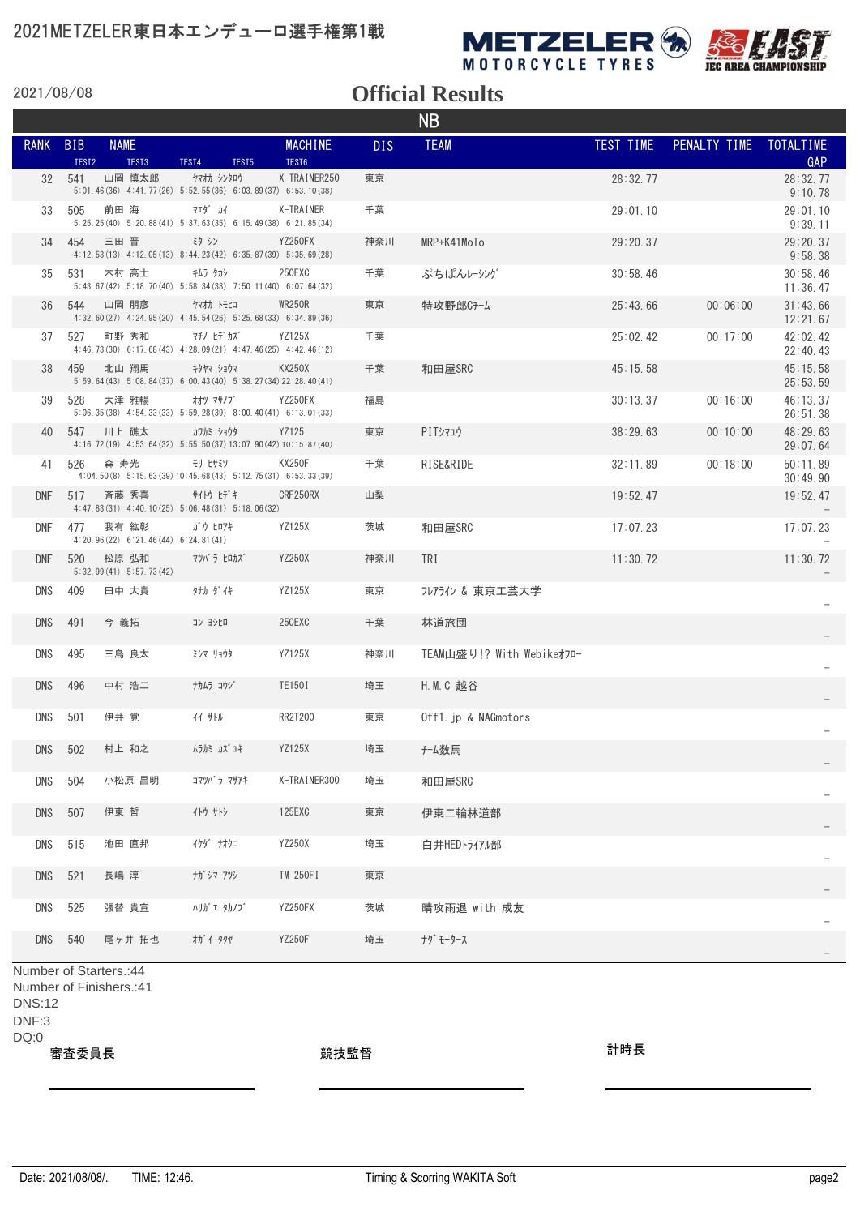2021METZELER東日本エンデューロ選手権第1戦

2021/08/08

# Official Results

## NB

| RANK | BIB | NAME | | MACHINE | DIS | TEAM | TEST TIME | PENALTY TIME | TOTALTIME |
|---|---|---|---|---|---|---|---|---|---|
| | TEST2 | TEST3 | TEST4 | TEST5 | TEST6 | | | | GAP |
| 32 | 541 | 山岡 慎太郎 | ﾔﾏｵｶ ｼﾝﾀﾛｳ | X-TRAINER250 | 東京 | | 28:32.77 | | 28:32.77 |
| | 5:01.46(36) | 4:41.77(26) | 5:52.55(36) | 6:03.89(37) | 6:53.10(38) | | | | 9:10.78 |
| 33 | 505 | 前田 海 | ﾏｴﾀﾞ ｶｲ | X-TRAINER | 千葉 | | 29:01.10 | | 29:01.10 |
| | 5:25.25(40) | 5:20.88(41) | 5:37.63(35) | 6:15.49(38) | 6:21.85(34) | | | | 9:39.11 |
| 34 | 454 | 三田 晋 | ﾐﾀ ｼﾝ | YZ250FX | 神奈川 | MRP+K41MoTo | 29:20.37 | | 29:20.37 |
| | 4:12.53(13) | 4:12.05(13) | 8:44.23(42) | 6:35.87(39) | 5:35.69(28) | | | | 9:58.38 |
| 35 | 531 | 木村 高士 | ｷﾑﾗ ﾀｶｼ | 250EXC | 千葉 | ぷちぱんﾚｰｼﾝｸﾞ | 30:58.46 | | 30:58.46 |
| | 5:43.67(42) | 5:18.70(40) | 5:58.34(38) | 7:50.11(40) | 6:07.64(32) | | | | 11:36.47 |
| 36 | 544 | 山岡 朋彦 | ﾔﾏｵｶ ﾄﾓﾋｺ | WR250R | 東京 | 特攻野郎Cﾁｰﾑ | 25:43.66 | 00:06:00 | 31:43.66 |
| | 4:32.60(27) | 4:24.95(20) | 4:45.54(26) | 5:25.68(33) | 6:34.89(36) | | | | 12:21.67 |
| 37 | 527 | 町野 秀和 | ﾏﾁﾉ ﾋﾃﾞｶｽﾞ | YZ125X | 千葉 | | 25:02.42 | 00:17:00 | 42:02.42 |
| | 4:46.73(30) | 6:17.68(43) | 4:28.09(21) | 4:47.46(25) | 4:42.46(12) | | | | 22:40.43 |
| 38 | 459 | 北山 翔馬 | ｷﾀﾔﾏ ｼｮｳﾏ | KX250X | 千葉 | 和田屋SRC | 45:15.58 | | 45:15.58 |
| | 5:59.64(43) | 5:08.84(37) | 6:00.43(40) | 5:38.27(34) | 22:28.40(41) | | | | 25:53.59 |
| 39 | 528 | 大津 雅暢 | ｵｵﾂ ﾏｻﾉﾌﾞ | YZ250FX | 福島 | | 30:13.37 | 00:16:00 | 46:13.37 |
| | 5:06.35(38) | 4:54.33(33) | 5:59.28(39) | 8:00.40(41) | 6:13.01(33) | | | | 26:51.38 |
| 40 | 547 | 川上 礁太 | ｶﾜｶﾐ ｼｮｳﾀ | YZ125 | 東京 | PITｼﾏｺｳ | 38:29.63 | 00:10:00 | 48:29.63 |
| | 4:16.72(19) | 4:53.64(32) | 5:55.50(37) | 13:07.90(42) | 10:15.87(40) | | | | 29:07.64 |
| 41 | 526 | 森 寿光 | ﾓﾘ ﾋｻﾐﾂ | KX250F | 千葉 | RISE&RIDE | 32:11.89 | 00:18:00 | 50:11.89 |
| | 4:04.50(8) | 5:15.63(39) | 10:45.68(43) | 5:12.75(31) | 6:53.33(39) | | | | 30:49.90 |
| DNF | 517 | 斉藤 秀喜 | ｻｲﾄｳ ﾋﾃﾞｷ | CRF250RX | 山梨 | | 19:52.47 | | 19:52.47 |
| | 4:47.83(31) | 4:40.10(25) | 5:06.48(31) | 5:18.06(32) | | | | | – |
| DNF | 477 | 我有 紘彰 | ｶﾞｳ ﾋﾛｱｷ | YZ125X | 茨城 | 和田屋SRC | 17:07.23 | | 17:07.23 |
| | 4:20.96(22) | 6:21.46(44) | 6:24.81(41) | | | | | | – |
| DNF | 520 | 松原 弘和 | ﾏﾂﾊﾞﾗ ﾋﾛｶｽﾞ | YZ250X | 神奈川 | TRI | 11:30.72 | | 11:30.72 |
| | 5:32.99(41) | 5:57.73(42) | | | | | | | – |
| DNS | 409 | 田中 大貴 | ﾀﾅｶ ﾀﾞｲｷ | YZ125X | 東京 | ﾌﾚｱﾗｲﾝ & 東京工芸大学 | | | – |
| DNS | 491 | 今 義拓 | ｺﾝ ﾖｼﾋﾛ | 250EXC | 千葉 | 林道旅団 | | | – |
| DNS | 495 | 三島 良太 | ﾐｼﾏ ﾘｮｳﾀ | YZ125X | 神奈川 | TEAM山盛り!? With Webikeｵﾌﾛｰ | | | – |
| DNS | 496 | 中村 浩二 | ﾅｶﾑﾗ ｺｳｼﾞ | TE150I | 埼玉 | H.M.C 越谷 | | | – |
| DNS | 501 | 伊井 覚 | ｲｲ ｻﾄﾙ | RR2T200 | 東京 | Off1.jp & NAGmotors | | | – |
| DNS | 502 | 村上 和之 | ﾑﾗｶﾐ ｶｽﾞﾕｷ | YZ125X | 埼玉 | ﾁｰﾑ数馬 | | | – |
| DNS | 504 | 小松原 昌明 | ｺﾏﾂﾊﾞﾗ ﾏｻｱｷ | X-TRAINER300 | 埼玉 | 和田屋SRC | | | – |
| DNS | 507 | 伊東 哲 | ｲﾄｳ ｻﾄｼ | 125EXC | 東京 | 伊東二輪林道部 | | | – |
| DNS | 515 | 池田 直邦 | ｲｹﾀﾞ ﾅｵｸﾆ | YZ250X | 埼玉 | 白井HEDﾄﾗｲｱﾙ部 | | | – |
| DNS | 521 | 長嶋 淳 | ﾅｶﾞｼﾏ ｱﾂｼ | TM 250FI | 東京 | | | | – |
| DNS | 525 | 張替 貴宣 | ﾊﾘｶﾞｴ ﾀｶﾉﾌﾞ | YZ250FX | 茨城 | 晴攻雨退 with 成友 | | | – |
| DNS | 540 | 尾ヶ井 拓也 | ｵｶﾞｲ ﾀｸﾔ | YZ250F | 埼玉 | ﾅｸﾞﾓｰﾀｰｽ | | | – |

Number of Starters.:44
Number of Finishers.:41
DNS:12
DNF:3
DQ:0

審査委員長　　　　競技監督　　　　計時長

Date: 2021/08/08/.　TIME: 12:46.　Timing & Scorring WAKITA Soft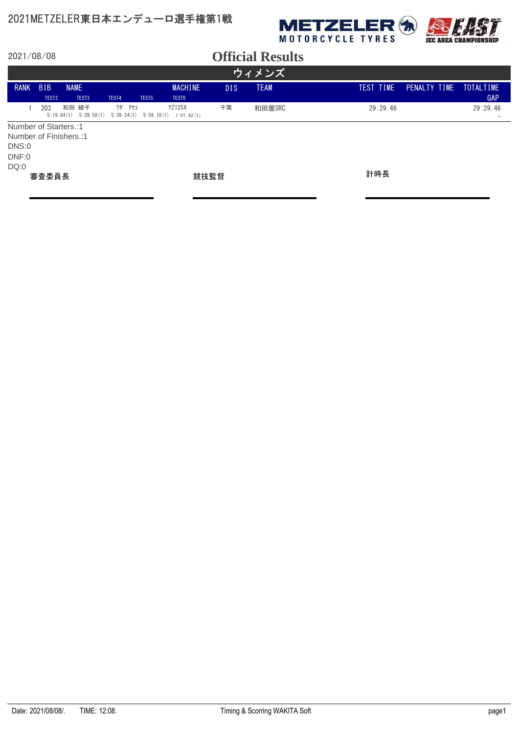2021METZELER東日本エンデューロ選手権第1戦

2021/08/08

# Official Results

## ウィメンズ

| RANK | BIB | NAME | | MACHINE | DIS | TEAM | TEST TIME | PENALTY TIME | TOTALTIME |
|---|---|---|---|---|---|---|---|---|---|
| | TEST2 | TEST3 | TEST4 | TEST5 | TEST6 | | | | GAP |
| 1 | 203 | 和田 綾子 | ﾜﾀﾞ ｱﾔｺ | YZ125X | 千葉 | 和田屋SRC | 29:29.46 | | 29:29.46 |
| | 5:19.84(1) | 5:29.58(1) | 5:39.24(1) | 5:59.18(1) | 7:01.62(1) | | | | – |

Number of Starters.:1
Number of Finishers.:1
DNS:0
DNF:0
DQ:0

審査委員長

競技監督

計時長

Date: 2021/08/08/. TIME: 12:08. Timing & Scorring WAKITA Soft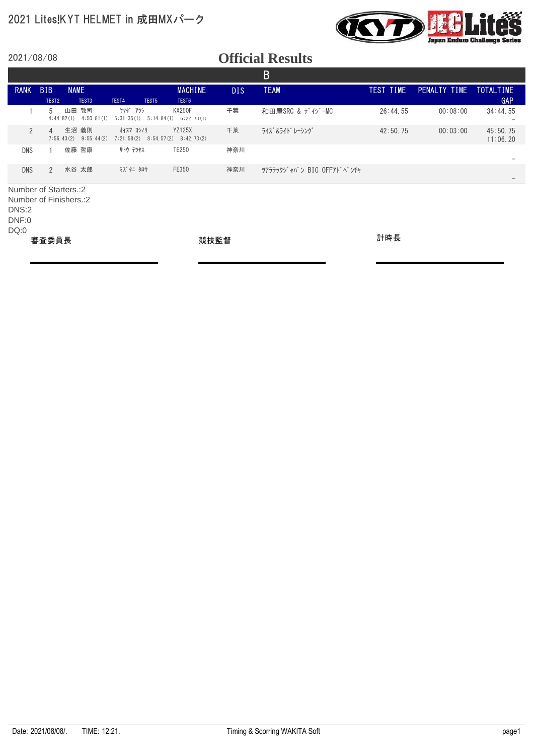2021 Lites!KYT HELMET in 成田MXパーク

2021/08/08

# Official Results

## B

| RANK | BIB | NAME | | MACHINE | DIS | TEAM | TEST TIME | PENALTY TIME | TOTALTIME |
|---|---|---|---|---|---|---|---|---|---|
| | TEST2 | TEST3 | TEST4 / TEST5 | TEST6 | | | | | GAP |
| 1 | 5 | 山田 敦司 | ﾔﾏﾀﾞ ｱﾂｼ | KX250F | 千葉 | 和田屋SRC & ﾃﾞｲｼﾞｰMC | 26:44.55 | 00:08:00 | 34:44.55 |
| | 4:44.82(1) | 4:50.81(1) | 5:31.35(1) 5:14.84(1) | 6:22.73(1) | | | | | – |
| 2 | 4 | 生沼 義則 | ｵｲﾇﾏ ﾖｼﾉﾘ | YZ125X | 千葉 | ﾗｲｽﾞ&ﾗｲﾄﾞﾚｰｼﾝｸﾞ | 42:50.75 | 00:03:00 | 45:50.75 |
| | 7:56.43(2) | 9:55.44(2) | 7:21.58(2) 8:54.57(2) | 8:42.73(2) | | | | | 11:06.20 |
| DNS | 1 | 佐藤 哲康 | ｻﾄｳ ﾃﾂﾔｽ | TE250 | 神奈川 | | | | – |
| DNS | 2 | 水谷 太郎 | ﾐｽﾞﾀﾆ ﾀﾛｳ | FE350 | 神奈川 | ﾂｱﾗﾃｯｸｼﾞｬﾊﾟﾝ BIG OFFｱﾄﾞﾍﾞﾝﾁｬ | | | – |

Number of Starters.:2
Number of Finishers.:2
DNS:2
DNF:0
DQ:0

審査委員長　　　　競技監督　　　　計時長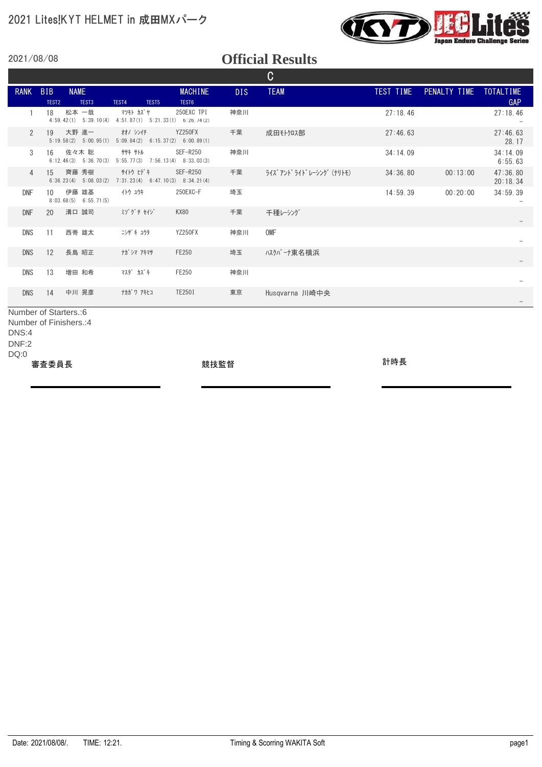# 2021 Lites!KYT HELMET in 成田MXパーク

2021/08/08

## Official Results

### C

| RANK | BIB | NAME | | MACHINE | DIS | TEAM | TEST TIME | PENALTY TIME | TOTALTIME / GAP |
|---|---|---|---|---|---|---|---|---|---|
| | TEST2 | TEST3 | TEST4 / TEST5 | TEST6 | | | | | |
| 1 | 18 | 松本 一哉 | ﾏﾂﾓﾄ ｶｽﾞﾔ | 250EXC TPI | 神奈川 | | 27:18.46 | | 27:18.46 / - |
| | 4:59.42(1) | 5:39.10(4) | 4:51.87(1) 5:21.33(1) | 6:26.74(2) | | | | | |
| 2 | 19 | 大野 進一 | ｵｵﾉ ｼﾝｲﾁ | YZ250FX | 千葉 | 成田ﾓﾄｸﾛｽ部 | 27:46.63 | | 27:46.63 / 28.17 |
| | 5:19.58(2) | 5:00.95(1) | 5:09.84(2) 6:15.37(2) | 6:00.89(1) | | | | | |
| 3 | 16 | 佐々木 聡 | ｻｻｷ ｻﾄﾙ | SEF-R250 | 神奈川 | | 34:14.09 | | 34:14.09 / 6:55.63 |
| | 6:12.46(3) | 5:36.70(3) | 5:55.77(3) 7:56.13(4) | 8:33.03(3) | | | | | |
| 4 | 15 | 齊藤 秀樹 | ｻｲﾄｳ ﾋﾃﾞｷ | SEF-R250 | 千葉 | ﾗｲｽﾞ ｱﾝﾄﾞ ﾗｲﾄﾞ ﾚｰｼﾝｸﾞ (ﾅﾘﾄﾓ) | 34:36.80 | 00:13:00 | 47:36.80 / 20:18.34 |
| | 6:36.23(4) | 5:08.03(2) | 7:31.23(4) 6:47.10(3) | 8:34.21(4) | | | | | |
| DNF | 10 | 伊藤 雄基 | ｲﾄｳ ﾕｳｷ | 250EXC-F | 埼玉 | | 14:59.39 | 00:20:00 | 34:59.39 / - |
| | 8:03.68(5) | 6:55.71(5) | | | | | | | |
| DNF | 20 | 溝口 誠司 | ﾐｿﾞｸﾞﾁ ｾｲｼﾞ | KX80 | 千葉 | 千種ﾚｰｼﾝｸﾞ | | | - |
| DNS | 11 | 西嵜 雄太 | ﾆｼｻﾞｷ ﾕｳﾀ | YZ250FX | 神奈川 | OMF | | | - |
| DNS | 12 | 長島 昭正 | ﾅｶﾞｼﾏ ｱｷﾏｻ | FE250 | 埼玉 | ﾊｽｸﾊﾞｰﾅ東名横浜 | | | - |
| DNS | 13 | 増田 和希 | ﾏｽﾀﾞ ｶｽﾞｷ | FE250 | 神奈川 | | | | - |
| DNS | 14 | 中川 晃彦 | ﾅｶｶﾞﾜ ｱｷﾋｺ | TE250I | 東京 | Husqvarna 川崎中央 | | | - |

Number of Starters.:6
Number of Finishers.:4
DNS:4
DNF:2
DQ:0

審査委員長 ____________________

競技監督 ____________________

計時長 ____________________

Date: 2021/08/08/. TIME: 12:21. Timing & Scoring WAKITA Soft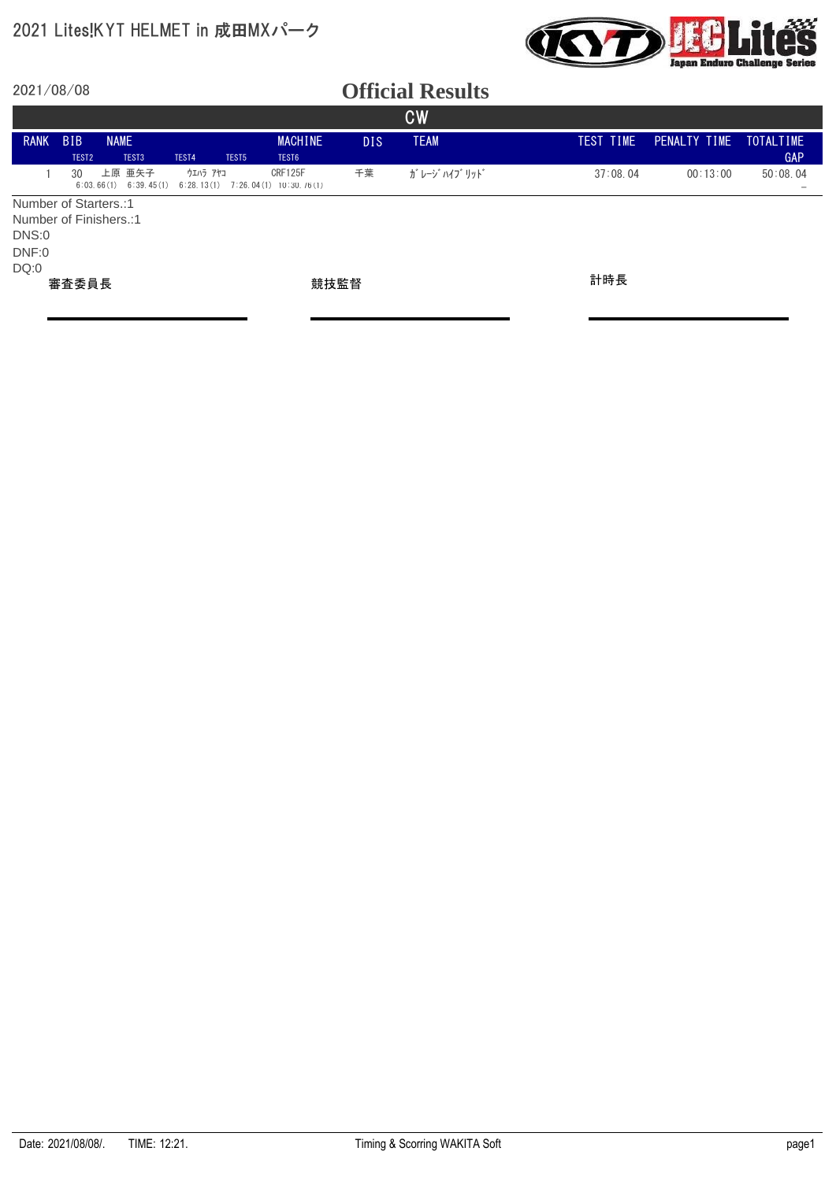2021 Lites!KYT HELMET in 成田MXパーク

2021/08/08

# Official Results

## CW

| RANK | BIB | NAME | | MACHINE | DIS | TEAM | TEST TIME | PENALTY TIME | TOTALTIME |
|---|---|---|---|---|---|---|---|---|---|
| | TEST2 | TEST3 | TEST4 | TEST5 | TEST6 | | | | GAP |
| 1 | 30 | 上原 亜矢子 | ｳｴﾊﾗ ｱﾔｺ | CRF125F | 千葉 | ｶﾞﾚｰｼﾞﾊｲﾌﾞﾘｯﾄﾞ | 37:08.04 | 00:13:00 | 50:08.04 |
| | 6:03.66(1) | 6:39.45(1) | 6:28.13(1) | 7:26.04(1) | 10:30.76(1) | | | | - |

Number of Starters.:1
Number of Finishers.:1
DNS:0
DNF:0
DQ:0

審査委員長

競技監督

計時長

Date: 2021/08/08/. TIME: 12:21.

Timing & Scorring WAKITA Soft